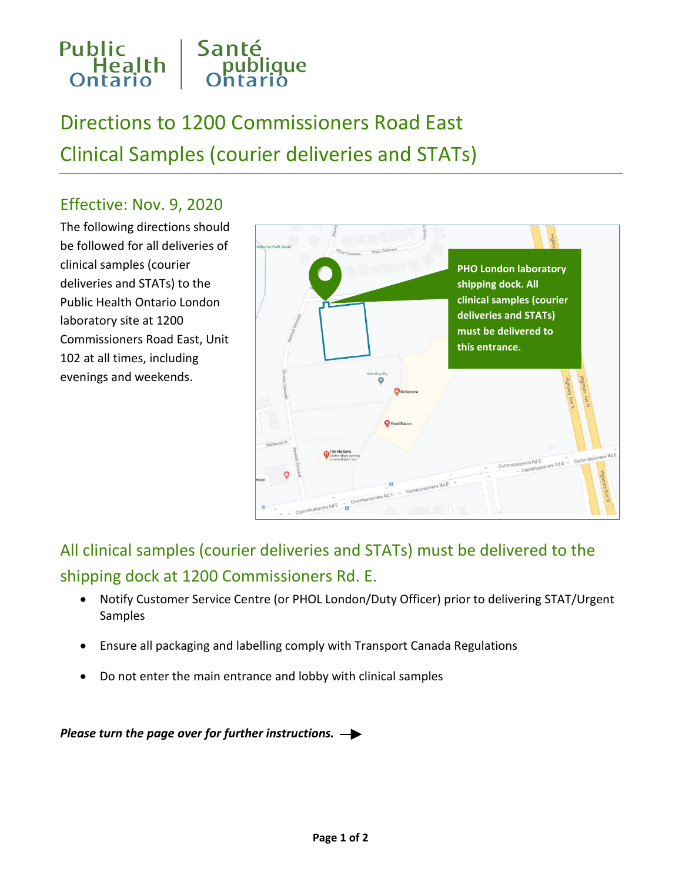# Directions to 1200 Commissioners Road East Clinical Samples (courier deliveries and STATs)

## Effective: Nov. 9, 2020

The following directions should be followed for all deliveries of clinical samples (courier deliveries and STATs) to the Public Health Ontario London laboratory site at 1200 Commissioners Road East, Unit 102 at all times, including evenings and weekends.

**PHO London laboratory shipping dock. All clinical samples (courier deliveries and STATs) must be delivered to this entrance.**

## All clinical samples (courier deliveries and STATs) must be delivered to the shipping dock at 1200 Commissioners Rd. E.

- Notify Customer Service Centre (or PHOL London/Duty Officer) prior to delivering STAT/Urgent Samples
- Ensure all packaging and labelling comply with Transport Canada Regulations
- Do not enter the main entrance and lobby with clinical samples

***Please turn the page over for further instructions.*** →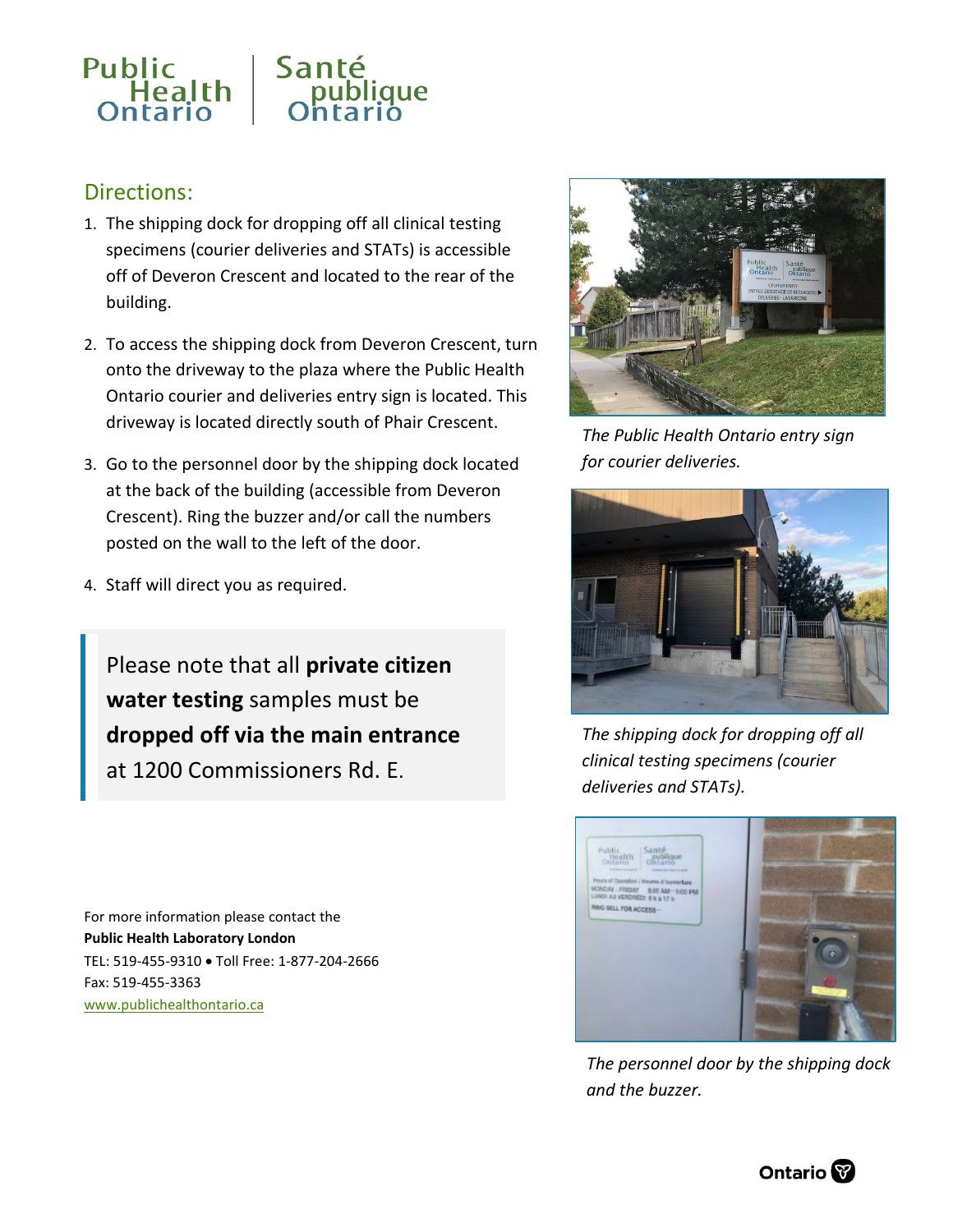Public Health Ontario | Santé publique Ontario

## Directions:

1. The shipping dock for dropping off all clinical testing specimens (courier deliveries and STATs) is accessible off of Deveron Crescent and located to the rear of the building.
2. To access the shipping dock from Deveron Crescent, turn onto the driveway to the plaza where the Public Health Ontario courier and deliveries entry sign is located. This driveway is located directly south of Phair Crescent.
3. Go to the personnel door by the shipping dock located at the back of the building (accessible from Deveron Crescent). Ring the buzzer and/or call the numbers posted on the wall to the left of the door.
4. Staff will direct you as required.

> Please note that all **private citizen water testing** samples must be **dropped off via the main entrance** at 1200 Commissioners Rd. E.

*The Public Health Ontario entry sign for courier deliveries.*

*The shipping dock for dropping off all clinical testing specimens (courier deliveries and STATs).*

*The personnel door by the shipping dock and the buzzer.*

For more information please contact the
**Public Health Laboratory London**
TEL: 519-455-9310 • Toll Free: 1-877-204-2666
Fax: 519-455-3363
www.publichealthontario.ca

Ontario